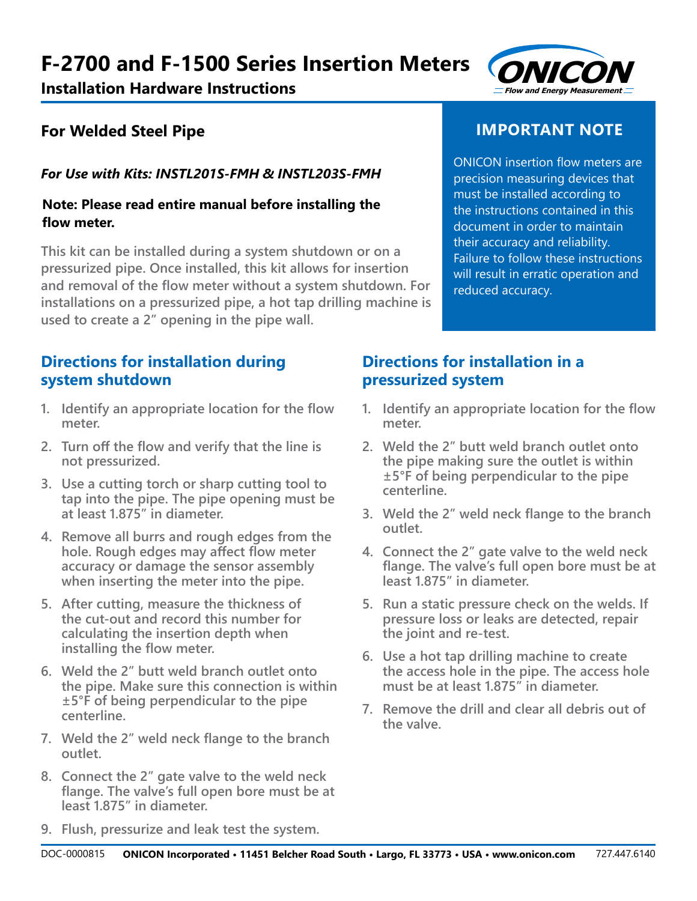# F-2700 and F-1500 Series Insertion Meters

**Installation Hardware Instructions**

## For Welded Steel Pipe

***For Use with Kits: INSTL201S-FMH & INSTL203S-FMH***

**Note: Please read entire manual before installing the flow meter.**

This kit can be installed during a system shutdown or on a pressurized pipe. Once installed, this kit allows for insertion and removal of the flow meter without a system shutdown. For installations on a pressurized pipe, a hot tap drilling machine is used to create a 2" opening in the pipe wall.

### IMPORTANT NOTE

ONICON insertion flow meters are precision measuring devices that must be installed according to the instructions contained in this document in order to maintain their accuracy and reliability. Failure to follow these instructions will result in erratic operation and reduced accuracy.

## Directions for installation during system shutdown

1. Identify an appropriate location for the flow meter.
2. Turn off the flow and verify that the line is not pressurized.
3. Use a cutting torch or sharp cutting tool to tap into the pipe. The pipe opening must be at least 1.875" in diameter.
4. Remove all burrs and rough edges from the hole. Rough edges may affect flow meter accuracy or damage the sensor assembly when inserting the meter into the pipe.
5. After cutting, measure the thickness of the cut-out and record this number for calculating the insertion depth when installing the flow meter.
6. Weld the 2" butt weld branch outlet onto the pipe. Make sure this connection is within ±5°F of being perpendicular to the pipe centerline.
7. Weld the 2" weld neck flange to the branch outlet.
8. Connect the 2" gate valve to the weld neck flange. The valve's full open bore must be at least 1.875" in diameter.
9. Flush, pressurize and leak test the system.

## Directions for installation in a pressurized system

1. Identify an appropriate location for the flow meter.
2. Weld the 2" butt weld branch outlet onto the pipe making sure the outlet is within ±5°F of being perpendicular to the pipe centerline.
3. Weld the 2" weld neck flange to the branch outlet.
4. Connect the 2" gate valve to the weld neck flange. The valve's full open bore must be at least 1.875" in diameter.
5. Run a static pressure check on the welds. If pressure loss or leaks are detected, repair the joint and re-test.
6. Use a hot tap drilling machine to create the access hole in the pipe. The access hole must be at least 1.875" in diameter.
7. Remove the drill and clear all debris out of the valve.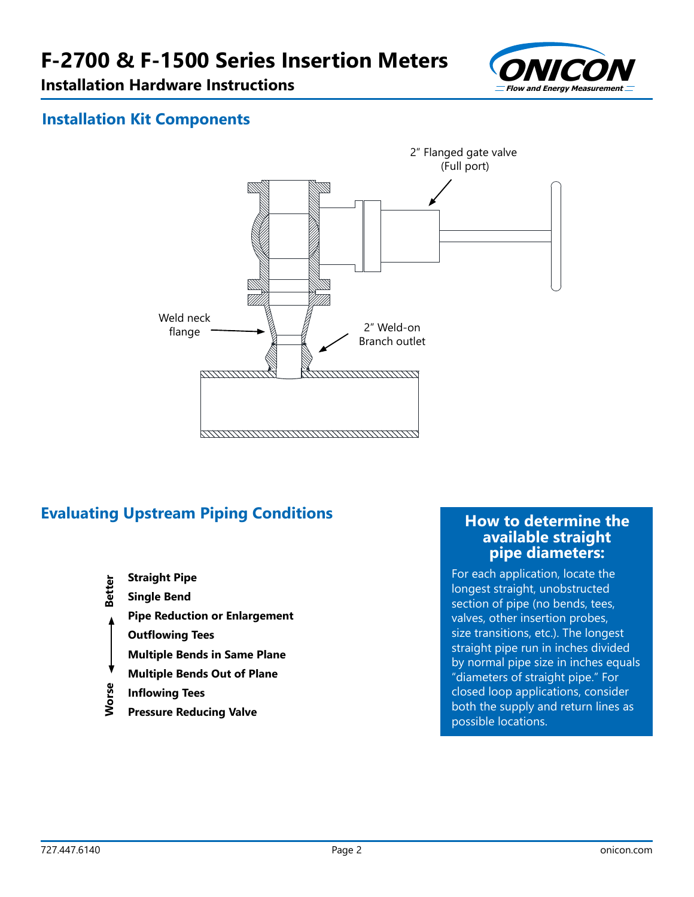## Installation Kit Components

2" Flanged gate valve (Full port)

Weld neck flange

2" Weld-on Branch outlet

## Evaluating Upstream Piping Conditions

Better

- **Straight Pipe**
- **Single Bend**
- **Pipe Reduction or Enlargement**
- **Outflowing Tees**
- **Multiple Bends in Same Plane**
- **Multiple Bends Out of Plane**
- **Inflowing Tees**
- **Pressure Reducing Valve**

Worse

### How to determine the available straight pipe diameters:

For each application, locate the longest straight, unobstructed section of pipe (no bends, tees, valves, other insertion probes, size transitions, etc.). The longest straight pipe run in inches divided by normal pipe size in inches equals "diameters of straight pipe." For closed loop applications, consider both the supply and return lines as possible locations.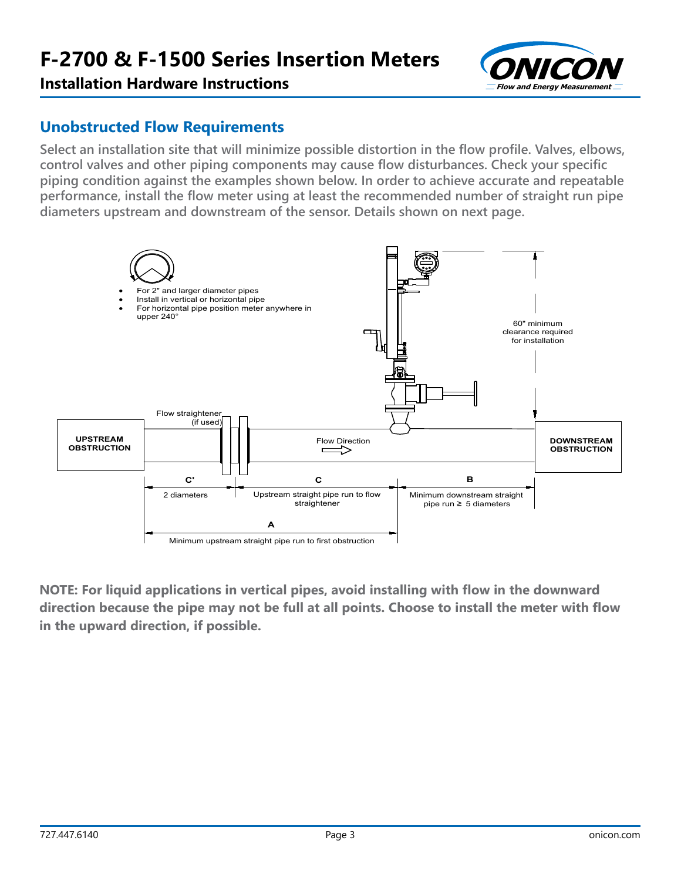# F-2700 & F-1500 Series Insertion Meters

## Installation Hardware Instructions

### Unobstructed Flow Requirements

Select an installation site that will minimize possible distortion in the flow profile. Valves, elbows, control valves and other piping components may cause flow disturbances. Check your specific piping condition against the examples shown below. In order to achieve accurate and repeatable performance, install the flow meter using at least the recommended number of straight run pipe diameters upstream and downstream of the sensor. Details shown on next page.

- For 2" and larger diameter pipes
- Install in vertical or horizontal pipe
- For horizontal pipe position meter anywhere in upper 240°

60" minimum clearance required for installation

Flow straightener (if used)

UPSTREAM OBSTRUCTION

Flow Direction

DOWNSTREAM OBSTRUCTION

C' — 2 diameters

C — Upstream straight pipe run to flow straightener

B — Minimum downstream straight pipe run ≥ 5 diameters

A — Minimum upstream straight pipe run to first obstruction

**NOTE: For liquid applications in vertical pipes, avoid installing with flow in the downward direction because the pipe may not be full at all points. Choose to install the meter with flow in the upward direction, if possible.**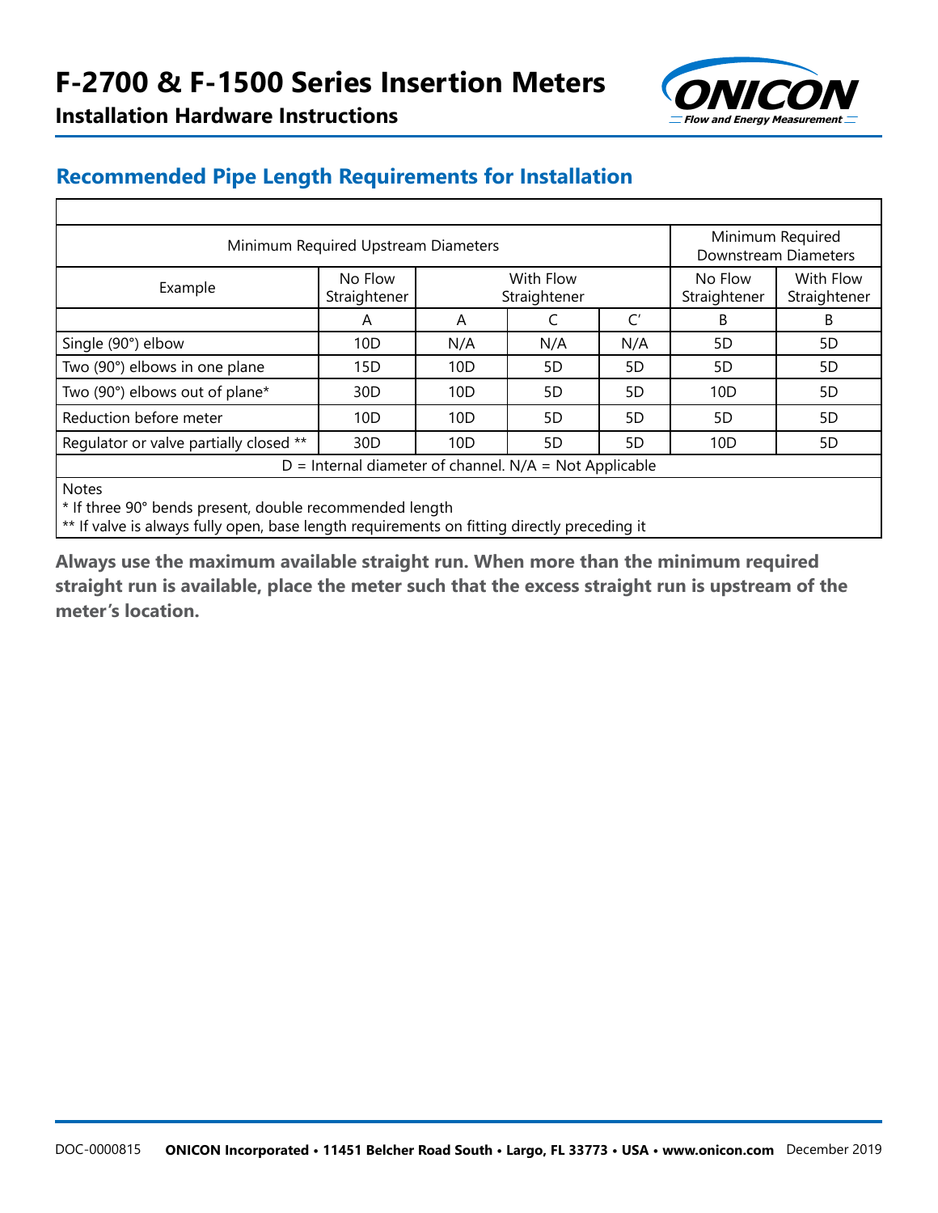# F-2700 & F-1500 Series Insertion Meters

## Installation Hardware Instructions

## Recommended Pipe Length Requirements for Installation

| Minimum Required Upstream Diameters | | | | | Minimum Required Downstream Diameters | |
|---|---|---|---|---|---|---|
| Example | No Flow Straightener | With Flow Straightener | | | No Flow Straightener | With Flow Straightener |
| | A | A | C | C′ | B | B |
| Single (90°) elbow | 10D | N/A | N/A | N/A | 5D | 5D |
| Two (90°) elbows in one plane | 15D | 10D | 5D | 5D | 5D | 5D |
| Two (90°) elbows out of plane* | 30D | 10D | 5D | 5D | 10D | 5D |
| Reduction before meter | 10D | 10D | 5D | 5D | 5D | 5D |
| Regulator or valve partially closed ** | 30D | 10D | 5D | 5D | 10D | 5D |
| D = Internal diameter of channel. N/A = Not Applicable | | | | | | |

Notes

* If three 90° bends present, double recommended length

** If valve is always fully open, base length requirements on fitting directly preceding it

**Always use the maximum available straight run. When more than the minimum required straight run is available, place the meter such that the excess straight run is upstream of the meter's location.**

DOC-0000815 **ONICON Incorporated • 11451 Belcher Road South • Largo, FL 33773 • USA • www.onicon.com** December 2019